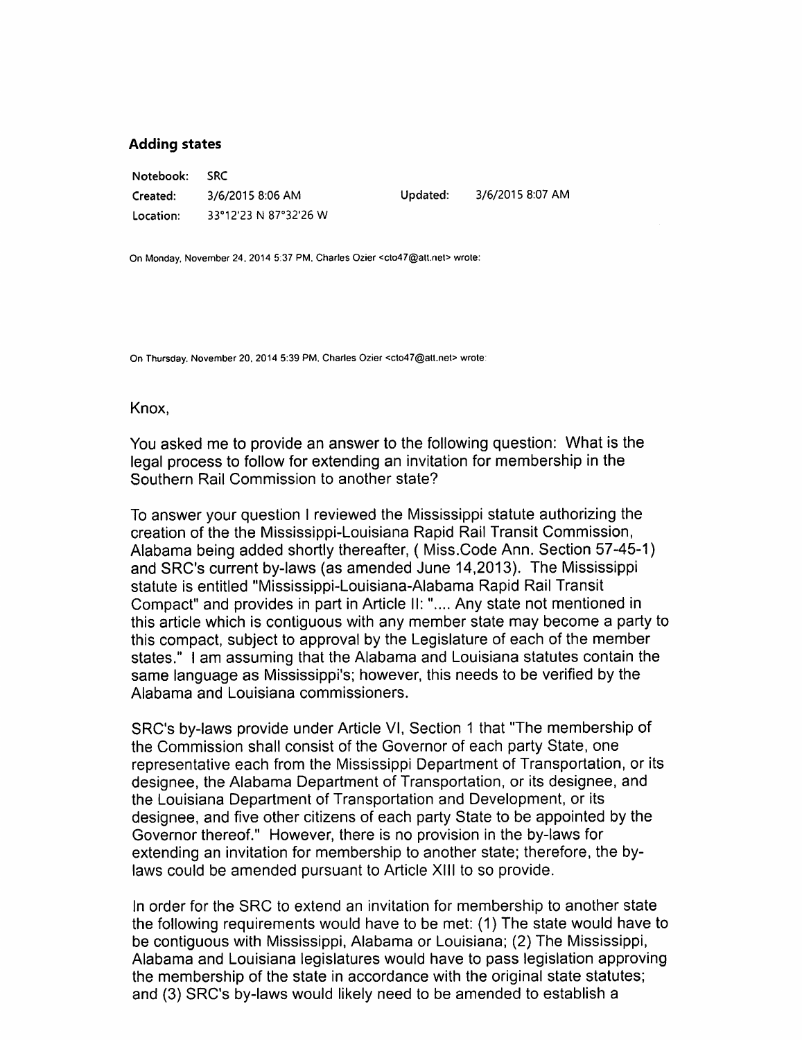## Adding states

| | | | |
|---|---|---|---|
| Notebook: | SRC | | |
| Created: | 3/6/2015 8:06 AM | Updated: | 3/6/2015 8:07 AM |
| Location: | 33°12'23 N 87°32'26 W | | |

On Monday, November 24, 2014 5:37 PM, Charles Ozier <cto47@att.net> wrote:

On Thursday, November 20, 2014 5:39 PM, Charles Ozier <cto47@att.net> wrote:

Knox,

You asked me to provide an answer to the following question: What is the legal process to follow for extending an invitation for membership in the Southern Rail Commission to another state?

To answer your question I reviewed the Mississippi statute authorizing the creation of the the Mississippi-Louisiana Rapid Rail Transit Commission, Alabama being added shortly thereafter, ( Miss.Code Ann. Section 57-45-1) and SRC's current by-laws (as amended June 14,2013). The Mississippi statute is entitled "Mississippi-Louisiana-Alabama Rapid Rail Transit Compact" and provides in part in Article II: ".... Any state not mentioned in this article which is contiguous with any member state may become a party to this compact, subject to approval by the Legislature of each of the member states." I am assuming that the Alabama and Louisiana statutes contain the same language as Mississippi's; however, this needs to be verified by the Alabama and Louisiana commissioners.

SRC's by-laws provide under Article VI, Section 1 that "The membership of the Commission shall consist of the Governor of each party State, one representative each from the Mississippi Department of Transportation, or its designee, the Alabama Department of Transportation, or its designee, and the Louisiana Department of Transportation and Development, or its designee, and five other citizens of each party State to be appointed by the Governor thereof." However, there is no provision in the by-laws for extending an invitation for membership to another state; therefore, the by-laws could be amended pursuant to Article XIII to so provide.

In order for the SRC to extend an invitation for membership to another state the following requirements would have to be met: (1) The state would have to be contiguous with Mississippi, Alabama or Louisiana; (2) The Mississippi, Alabama and Louisiana legislatures would have to pass legislation approving the membership of the state in accordance with the original state statutes; and (3) SRC's by-laws would likely need to be amended to establish a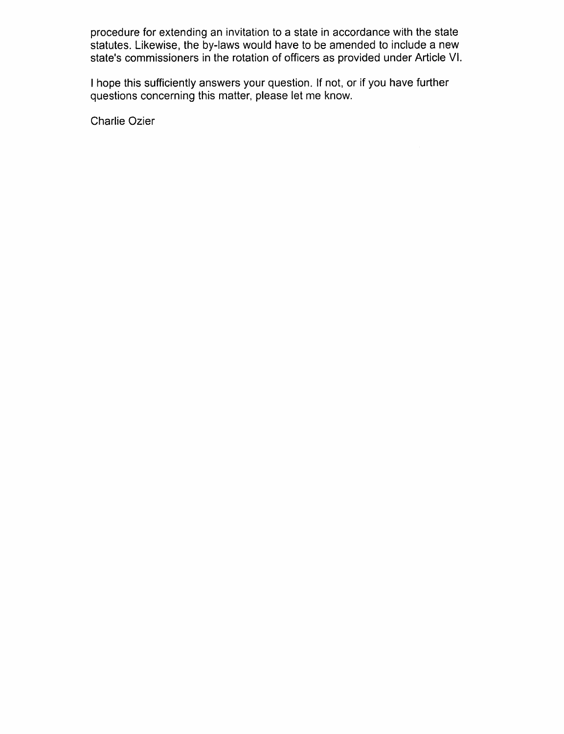procedure for extending an invitation to a state in accordance with the state statutes. Likewise, the by-laws would have to be amended to include a new state's commissioners in the rotation of officers as provided under Article VI.

I hope this sufficiently answers your question. If not, or if you have further questions concerning this matter, please let me know.

Charlie Ozier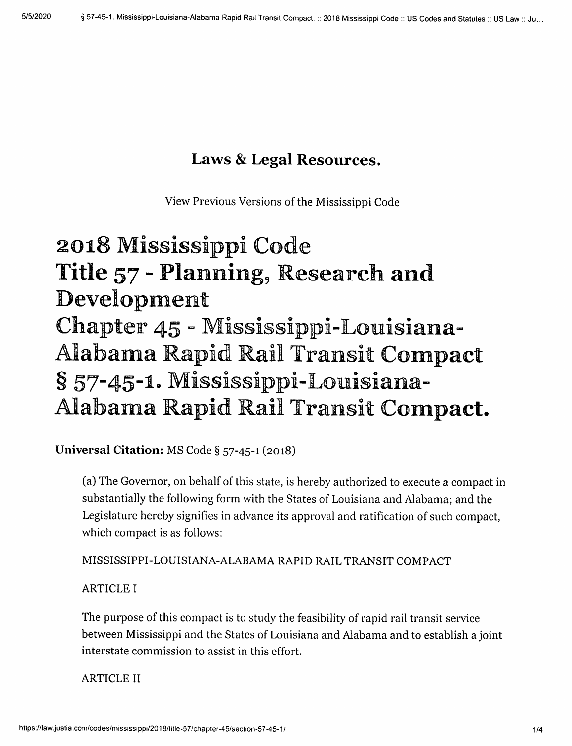## Laws & Legal Resources.

View Previous Versions of the Mississippi Code

# 2018 Mississippi Code
# Title 57 - Planning, Research and Development
# Chapter 45 - Mississippi-Louisiana-Alabama Rapid Rail Transit Compact
# § 57-45-1. Mississippi-Louisiana-Alabama Rapid Rail Transit Compact.

**Universal Citation:** MS Code § 57-45-1 (2018)

(a) The Governor, on behalf of this state, is hereby authorized to execute a compact in substantially the following form with the States of Louisiana and Alabama; and the Legislature hereby signifies in advance its approval and ratification of such compact, which compact is as follows:

MISSISSIPPI-LOUISIANA-ALABAMA RAPID RAIL TRANSIT COMPACT

ARTICLE I

The purpose of this compact is to study the feasibility of rapid rail transit service between Mississippi and the States of Louisiana and Alabama and to establish a joint interstate commission to assist in this effort.

ARTICLE II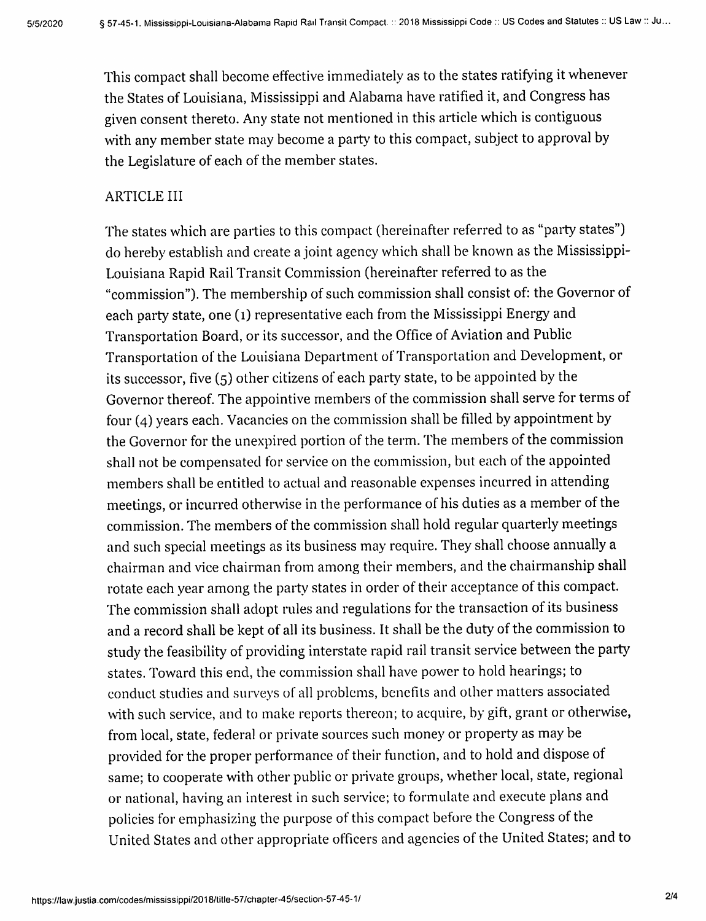This compact shall become effective immediately as to the states ratifying it whenever the States of Louisiana, Mississippi and Alabama have ratified it, and Congress has given consent thereto. Any state not mentioned in this article which is contiguous with any member state may become a party to this compact, subject to approval by the Legislature of each of the member states.

ARTICLE III

The states which are parties to this compact (hereinafter referred to as "party states") do hereby establish and create a joint agency which shall be known as the Mississippi-Louisiana Rapid Rail Transit Commission (hereinafter referred to as the "commission"). The membership of such commission shall consist of: the Governor of each party state, one (1) representative each from the Mississippi Energy and Transportation Board, or its successor, and the Office of Aviation and Public Transportation of the Louisiana Department of Transportation and Development, or its successor, five (5) other citizens of each party state, to be appointed by the Governor thereof. The appointive members of the commission shall serve for terms of four (4) years each. Vacancies on the commission shall be filled by appointment by the Governor for the unexpired portion of the term. The members of the commission shall not be compensated for service on the commission, but each of the appointed members shall be entitled to actual and reasonable expenses incurred in attending meetings, or incurred otherwise in the performance of his duties as a member of the commission. The members of the commission shall hold regular quarterly meetings and such special meetings as its business may require. They shall choose annually a chairman and vice chairman from among their members, and the chairmanship shall rotate each year among the party states in order of their acceptance of this compact. The commission shall adopt rules and regulations for the transaction of its business and a record shall be kept of all its business. It shall be the duty of the commission to study the feasibility of providing interstate rapid rail transit service between the party states. Toward this end, the commission shall have power to hold hearings; to conduct studies and surveys of all problems, benefits and other matters associated with such service, and to make reports thereon; to acquire, by gift, grant or otherwise, from local, state, federal or private sources such money or property as may be provided for the proper performance of their function, and to hold and dispose of same; to cooperate with other public or private groups, whether local, state, regional or national, having an interest in such service; to formulate and execute plans and policies for emphasizing the purpose of this compact before the Congress of the United States and other appropriate officers and agencies of the United States; and to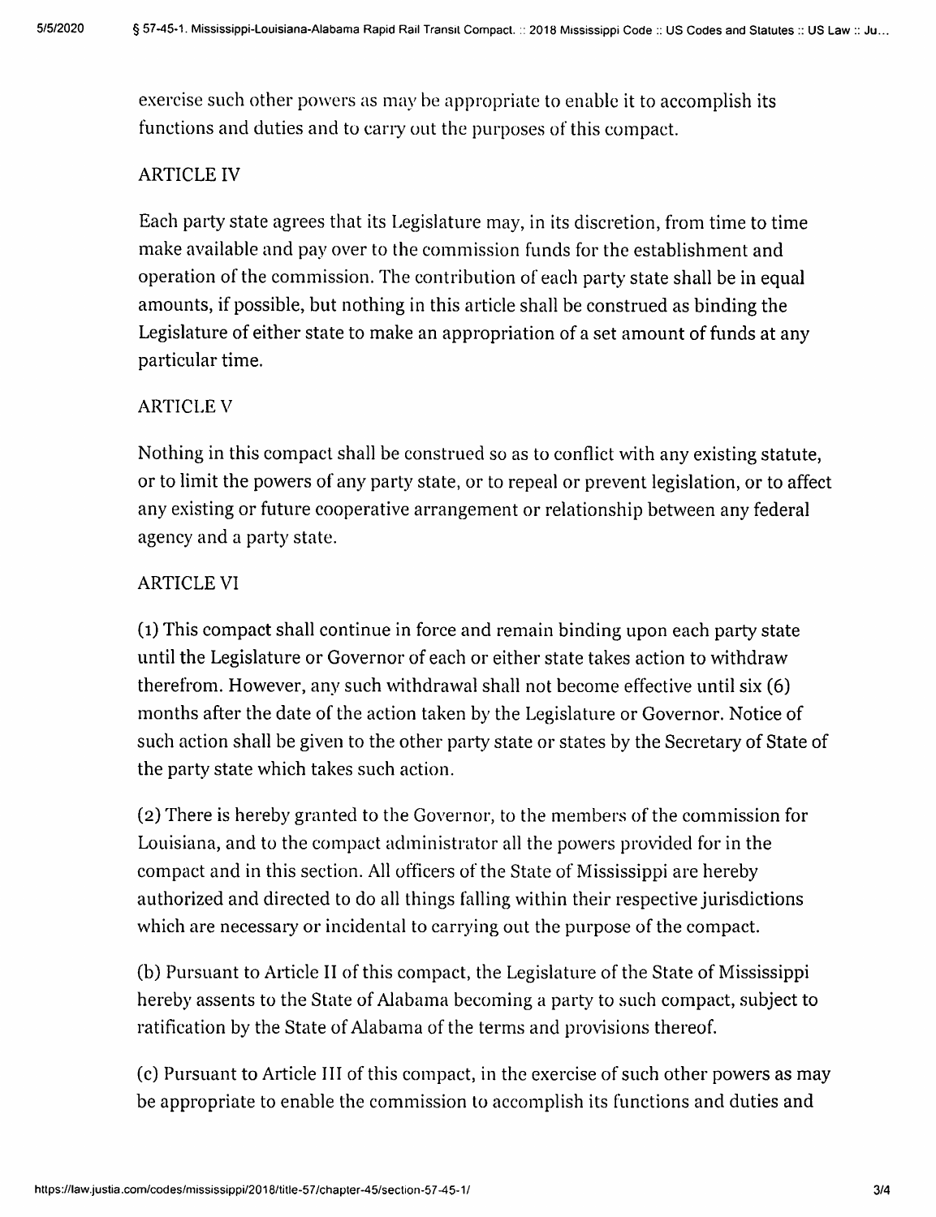exercise such other powers as may be appropriate to enable it to accomplish its functions and duties and to carry out the purposes of this compact.

ARTICLE IV

Each party state agrees that its Legislature may, in its discretion, from time to time make available and pay over to the commission funds for the establishment and operation of the commission. The contribution of each party state shall be in equal amounts, if possible, but nothing in this article shall be construed as binding the Legislature of either state to make an appropriation of a set amount of funds at any particular time.

ARTICLE V

Nothing in this compact shall be construed so as to conflict with any existing statute, or to limit the powers of any party state, or to repeal or prevent legislation, or to affect any existing or future cooperative arrangement or relationship between any federal agency and a party state.

ARTICLE VI

(1) This compact shall continue in force and remain binding upon each party state until the Legislature or Governor of each or either state takes action to withdraw therefrom. However, any such withdrawal shall not become effective until six (6) months after the date of the action taken by the Legislature or Governor. Notice of such action shall be given to the other party state or states by the Secretary of State of the party state which takes such action.

(2) There is hereby granted to the Governor, to the members of the commission for Louisiana, and to the compact administrator all the powers provided for in the compact and in this section. All officers of the State of Mississippi are hereby authorized and directed to do all things falling within their respective jurisdictions which are necessary or incidental to carrying out the purpose of the compact.

(b) Pursuant to Article II of this compact, the Legislature of the State of Mississippi hereby assents to the State of Alabama becoming a party to such compact, subject to ratification by the State of Alabama of the terms and provisions thereof.

(c) Pursuant to Article III of this compact, in the exercise of such other powers as may be appropriate to enable the commission to accomplish its functions and duties and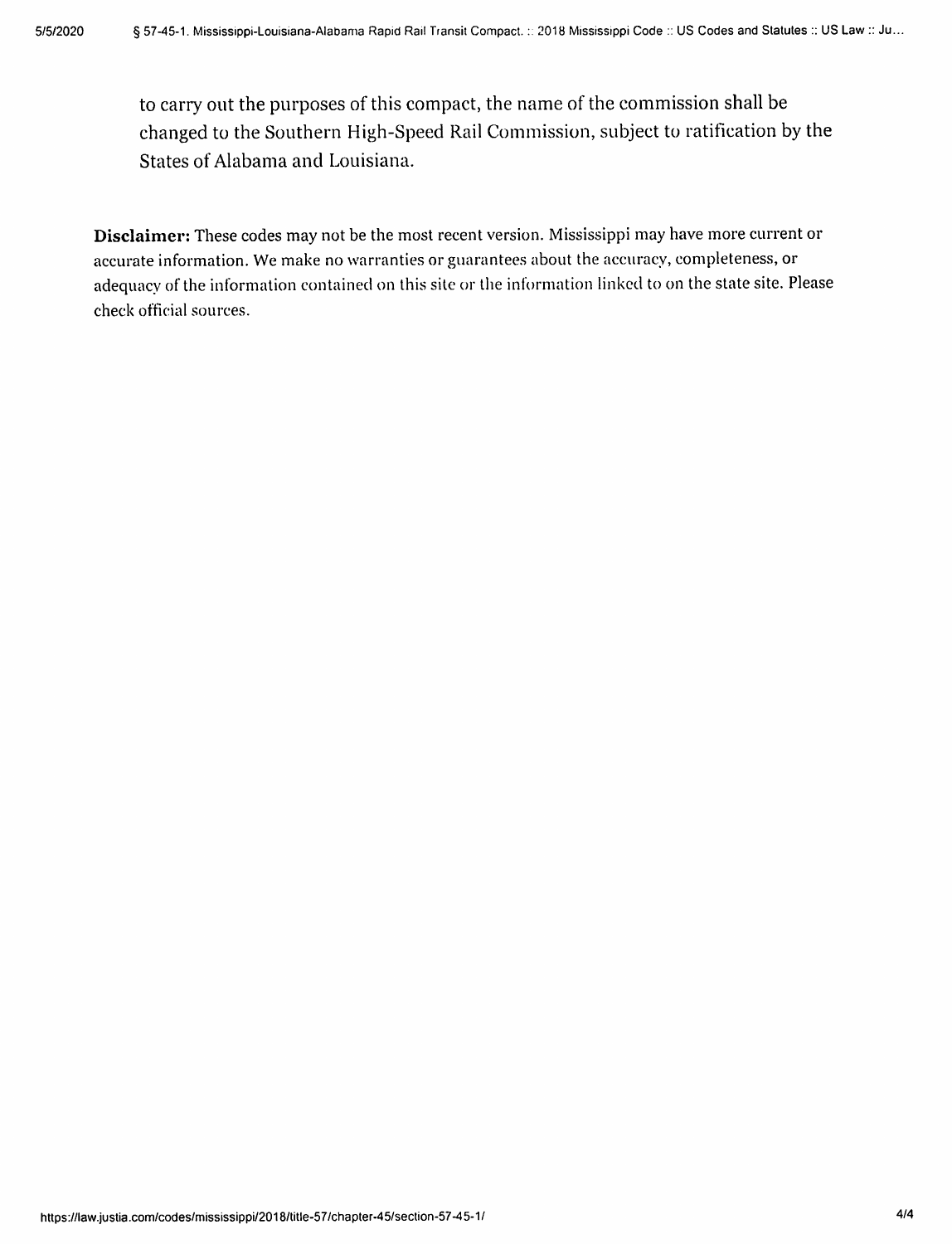to carry out the purposes of this compact, the name of the commission shall be changed to the Southern High-Speed Rail Commission, subject to ratification by the States of Alabama and Louisiana.

**Disclaimer:** These codes may not be the most recent version. Mississippi may have more current or accurate information. We make no warranties or guarantees about the accuracy, completeness, or adequacy of the information contained on this site or the information linked to on the state site. Please check official sources.